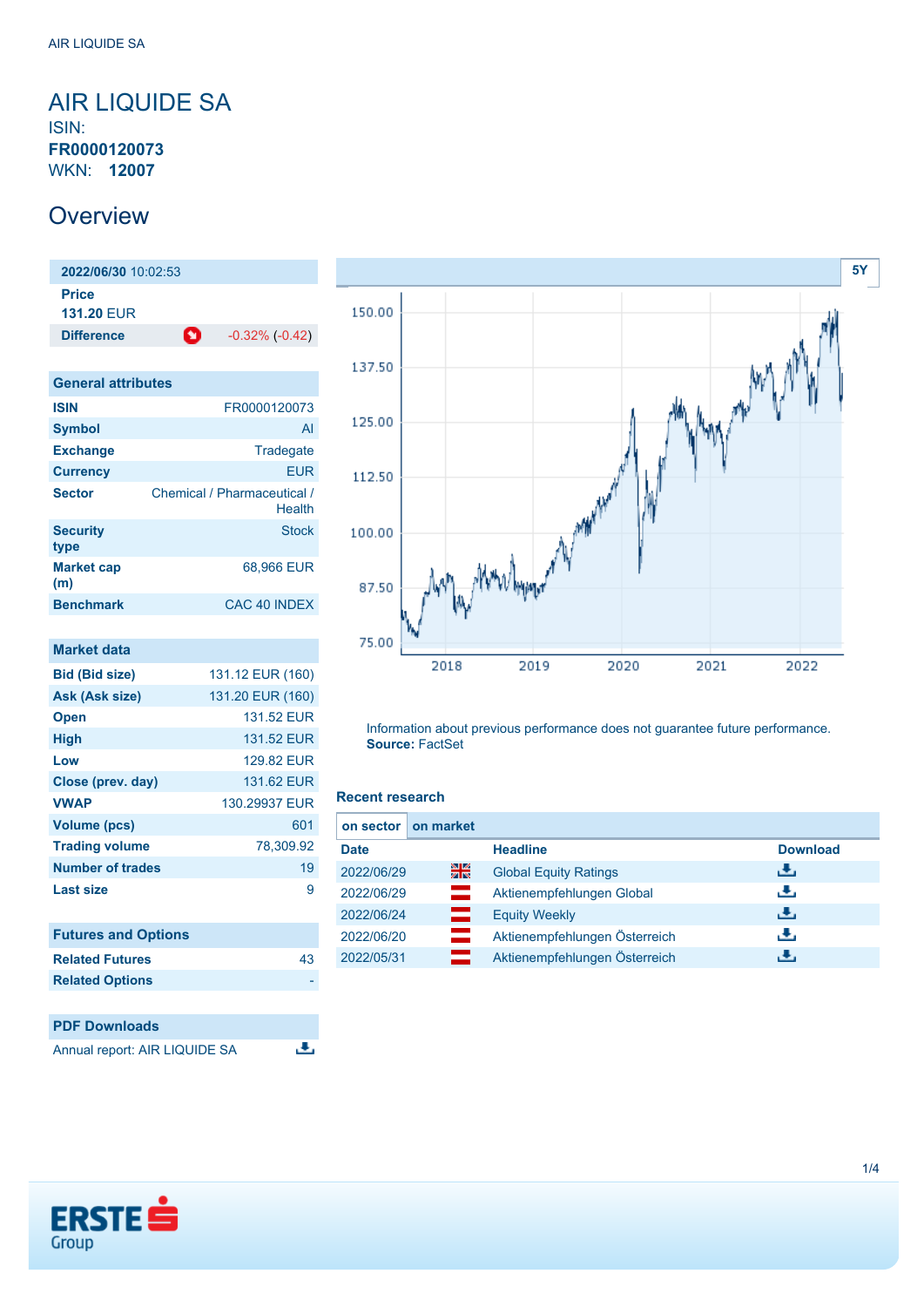# AIR LIQUIDE SA

ISIN: **FR0000120073**

WKN: **12007**

## Overview

| **2022/06/30** 10:02:53 | |
|---|---|
| **Price** | |
| **131.20** EUR | |
| **Difference** | -0.32% (-0.42) |

5Y

Information about previous performance does not guarantee future performance.
**Source:** FactSet

### General attributes

| | |
|---|---|
| **ISIN** | FR0000120073 |
| **Symbol** | AI |
| **Exchange** | Tradegate |
| **Currency** | EUR |
| **Sector** | Chemical / Pharmaceutical / Health |
| **Security type** | Stock |
| **Market cap (m)** | 68,966 EUR |
| **Benchmark** | CAC 40 INDEX |

### Market data

| | |
|---|---|
| **Bid (Bid size)** | 131.12 EUR (160) |
| **Ask (Ask size)** | 131.20 EUR (160) |
| **Open** | 131.52 EUR |
| **High** | 131.52 EUR |
| **Low** | 129.82 EUR |
| **Close (prev. day)** | 131.62 EUR |
| **VWAP** | 130.29937 EUR |
| **Volume (pcs)** | 601 |
| **Trading volume** | 78,309.92 |
| **Number of trades** | 19 |
| **Last size** | 9 |

### Futures and Options

| | |
|---|---|
| **Related Futures** | 43 |
| **Related Options** | - |

### PDF Downloads

Annual report: AIR LIQUIDE SA

### Recent research

**on sector** | **on market**

| Date | | Headline | Download |
|---|---|---|---|
| 2022/06/29 | | Global Equity Ratings | |
| 2022/06/29 | | Aktienempfehlungen Global | |
| 2022/06/24 | | Equity Weekly | |
| 2022/06/20 | | Aktienempfehlungen Österreich | |
| 2022/05/31 | | Aktienempfehlungen Österreich | |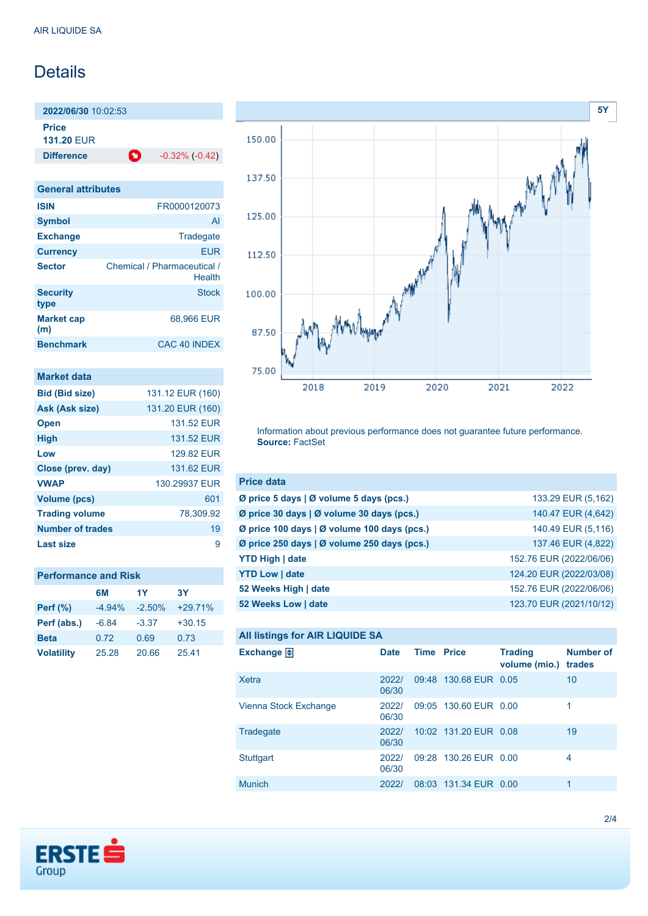AIR LIQUIDE SA

# Details

**2022/06/30** 10:02:53

**Price**
**131.20** EUR

**Difference** -0.32% (-0.42)

| General attributes | |
|---|---|
| ISIN | FR0000120073 |
| Symbol | AI |
| Exchange | Tradegate |
| Currency | EUR |
| Sector | Chemical / Pharmaceutical / Health |
| Security type | Stock |
| Market cap (m) | 68,966 EUR |
| Benchmark | CAC 40 INDEX |

| Market data | |
|---|---|
| Bid (Bid size) | 131.12 EUR (160) |
| Ask (Ask size) | 131.20 EUR (160) |
| Open | 131.52 EUR |
| High | 131.52 EUR |
| Low | 129.82 EUR |
| Close (prev. day) | 131.62 EUR |
| VWAP | 130.29937 EUR |
| Volume (pcs) | 601 |
| Trading volume | 78,309.92 |
| Number of trades | 19 |
| Last size | 9 |

**Performance and Risk**

| | 6M | 1Y | 3Y |
|---|---|---|---|
| Perf (%) | -4.94% | -2.50% | +29.71% |
| Perf (abs.) | -6.84 | -3.37 | +30.15 |
| Beta | 0.72 | 0.69 | 0.73 |
| Volatility | 25.28 | 20.66 | 25.41 |

Information about previous performance does not guarantee future performance.
**Source:** FactSet

| Price data | |
|---|---|
| Ø price 5 days \| Ø volume 5 days (pcs.) | 133.29 EUR (5,162) |
| Ø price 30 days \| Ø volume 30 days (pcs.) | 140.47 EUR (4,642) |
| Ø price 100 days \| Ø volume 100 days (pcs.) | 140.49 EUR (5,116) |
| Ø price 250 days \| Ø volume 250 days (pcs.) | 137.46 EUR (4,822) |
| YTD High \| date | 152.76 EUR (2022/06/06) |
| YTD Low \| date | 124.20 EUR (2022/03/08) |
| 52 Weeks High \| date | 152.76 EUR (2022/06/06) |
| 52 Weeks Low \| date | 123.70 EUR (2021/10/12) |

**All listings for AIR LIQUIDE SA**

| Exchange | Date | Time | Price | Trading volume (mio.) | Number of trades |
|---|---|---|---|---|---|
| Xetra | 2022/06/30 | 09:48 | 130.68 EUR | 0.05 | 10 |
| Vienna Stock Exchange | 2022/06/30 | 09:05 | 130.60 EUR | 0.00 | 1 |
| Tradegate | 2022/06/30 | 10:02 | 131.20 EUR | 0.08 | 19 |
| Stuttgart | 2022/06/30 | 09:28 | 130.26 EUR | 0.00 | 4 |
| Munich | 2022/ | 08:03 | 131.34 EUR | 0.00 | 1 |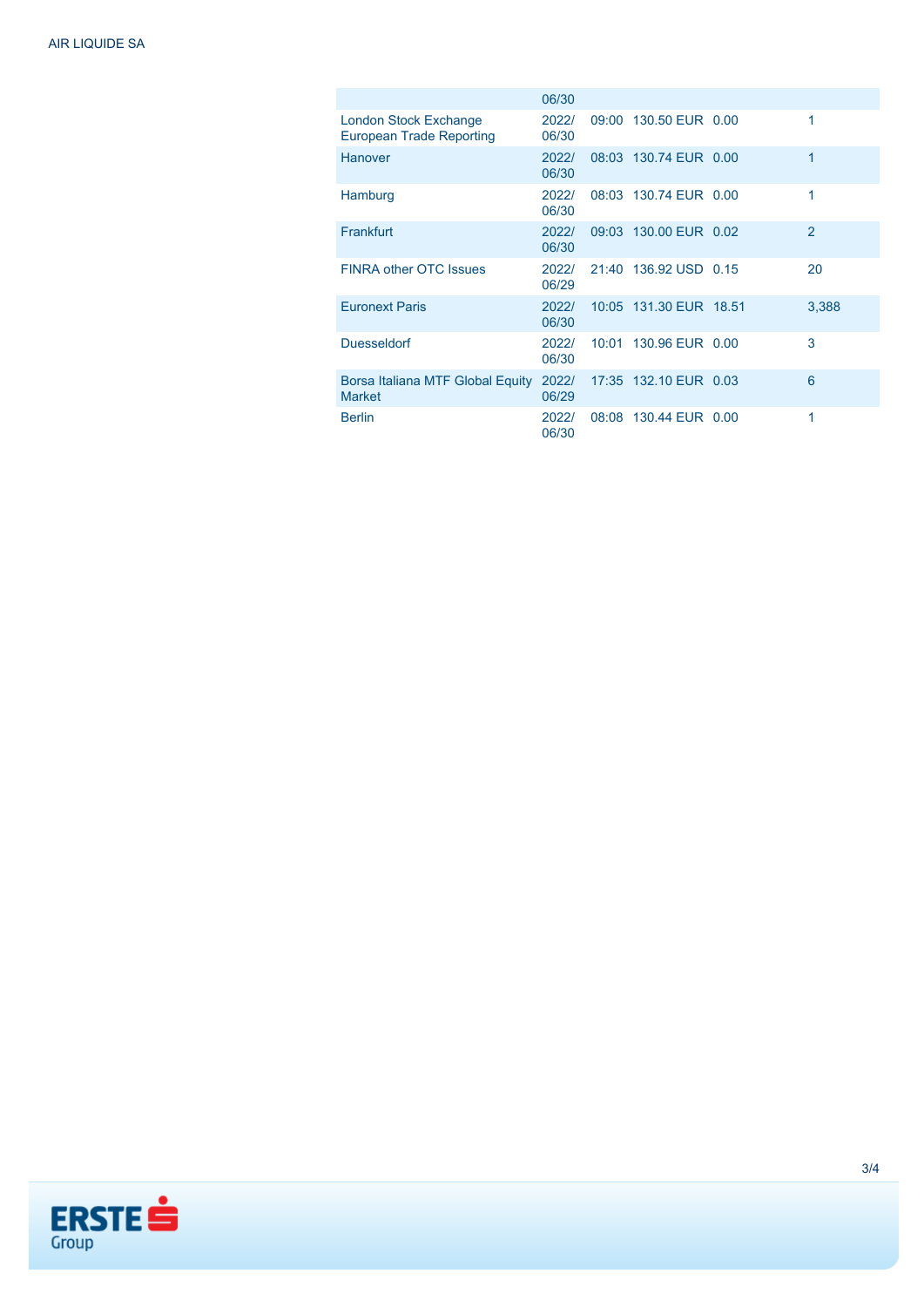| | | | | | |
|---|---|---|---|---|---|
| | 06/30 | | | | |
| London Stock Exchange European Trade Reporting | 2022/ 06/30 | 09:00 | 130.50 EUR | 0.00 | 1 |
| Hanover | 2022/ 06/30 | 08:03 | 130.74 EUR | 0.00 | 1 |
| Hamburg | 2022/ 06/30 | 08:03 | 130.74 EUR | 0.00 | 1 |
| Frankfurt | 2022/ 06/30 | 09:03 | 130.00 EUR | 0.02 | 2 |
| FINRA other OTC Issues | 2022/ 06/29 | 21:40 | 136.92 USD | 0.15 | 20 |
| Euronext Paris | 2022/ 06/30 | 10:05 | 131.30 EUR | 18.51 | 3,388 |
| Duesseldorf | 2022/ 06/30 | 10:01 | 130.96 EUR | 0.00 | 3 |
| Borsa Italiana MTF Global Equity Market | 2022/ 06/29 | 17:35 | 132.10 EUR | 0.03 | 6 |
| Berlin | 2022/ 06/30 | 08:08 | 130.44 EUR | 0.00 | 1 |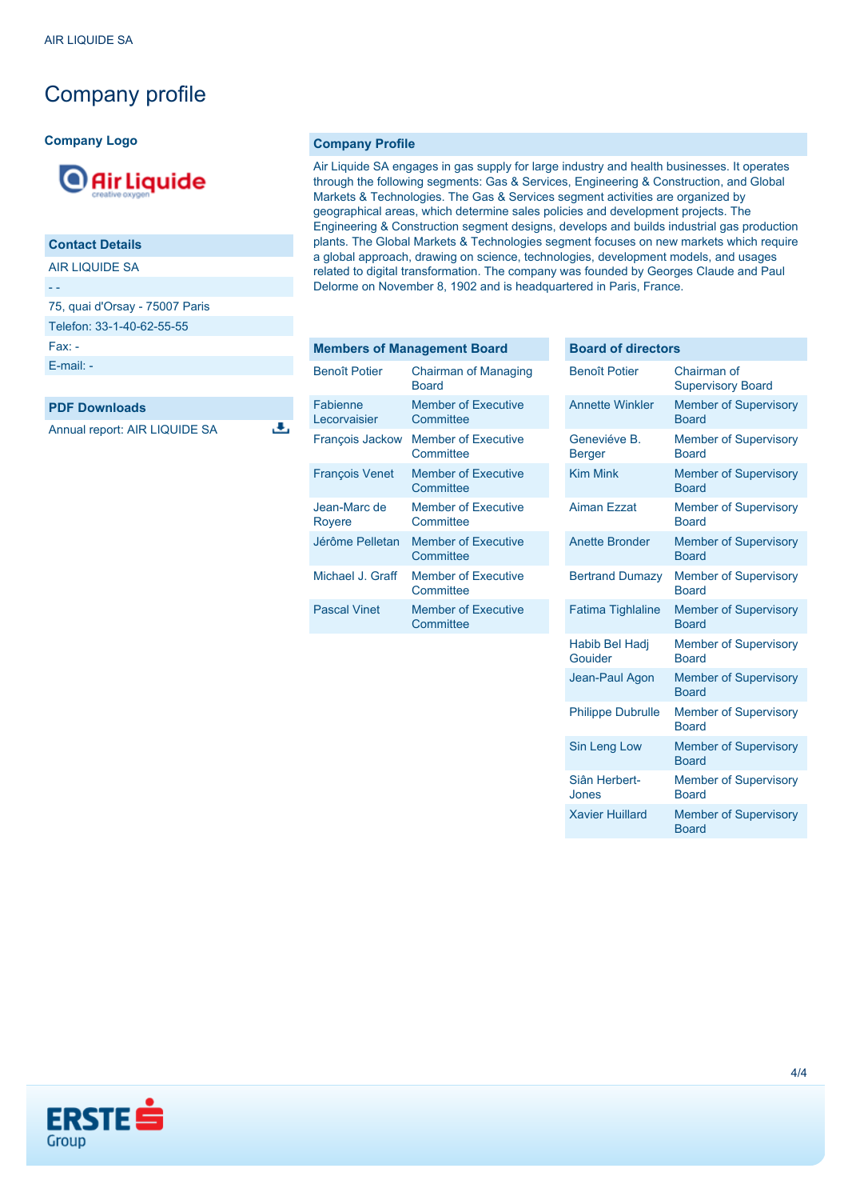# Company profile

### Company Logo

### Contact Details

AIR LIQUIDE SA

- -

75, quai d'Orsay - 75007 Paris

Telefon: 33-1-40-62-55-55

Fax: -

E-mail: -

### PDF Downloads

Annual report: AIR LIQUIDE SA

### Company Profile

Air Liquide SA engages in gas supply for large industry and health businesses. It operates through the following segments: Gas & Services, Engineering & Construction, and Global Markets & Technologies. The Gas & Services segment activities are organized by geographical areas, which determine sales policies and development projects. The Engineering & Construction segment designs, develops and builds industrial gas production plants. The Global Markets & Technologies segment focuses on new markets which require a global approach, drawing on science, technologies, development models, and usages related to digital transformation. The company was founded by Georges Claude and Paul Delorme on November 8, 1902 and is headquartered in Paris, France.

### Members of Management Board

| | |
|---|---|
| Benoît Potier | Chairman of Managing Board |
| Fabienne Lecorvaisier | Member of Executive Committee |
| François Jackow | Member of Executive Committee |
| François Venet | Member of Executive Committee |
| Jean-Marc de Royere | Member of Executive Committee |
| Jérôme Pelletan | Member of Executive Committee |
| Michael J. Graff | Member of Executive Committee |
| Pascal Vinet | Member of Executive Committee |

### Board of directors

| | |
|---|---|
| Benoît Potier | Chairman of Supervisory Board |
| Annette Winkler | Member of Supervisory Board |
| Geneviéve B. Berger | Member of Supervisory Board |
| Kim Mink | Member of Supervisory Board |
| Aiman Ezzat | Member of Supervisory Board |
| Anette Bronder | Member of Supervisory Board |
| Bertrand Dumazy | Member of Supervisory Board |
| Fatima Tighlaline | Member of Supervisory Board |
| Habib Bel Hadj Gouider | Member of Supervisory Board |
| Jean-Paul Agon | Member of Supervisory Board |
| Philippe Dubrulle | Member of Supervisory Board |
| Sin Leng Low | Member of Supervisory Board |
| Siân Herbert-Jones | Member of Supervisory Board |
| Xavier Huillard | Member of Supervisory Board |